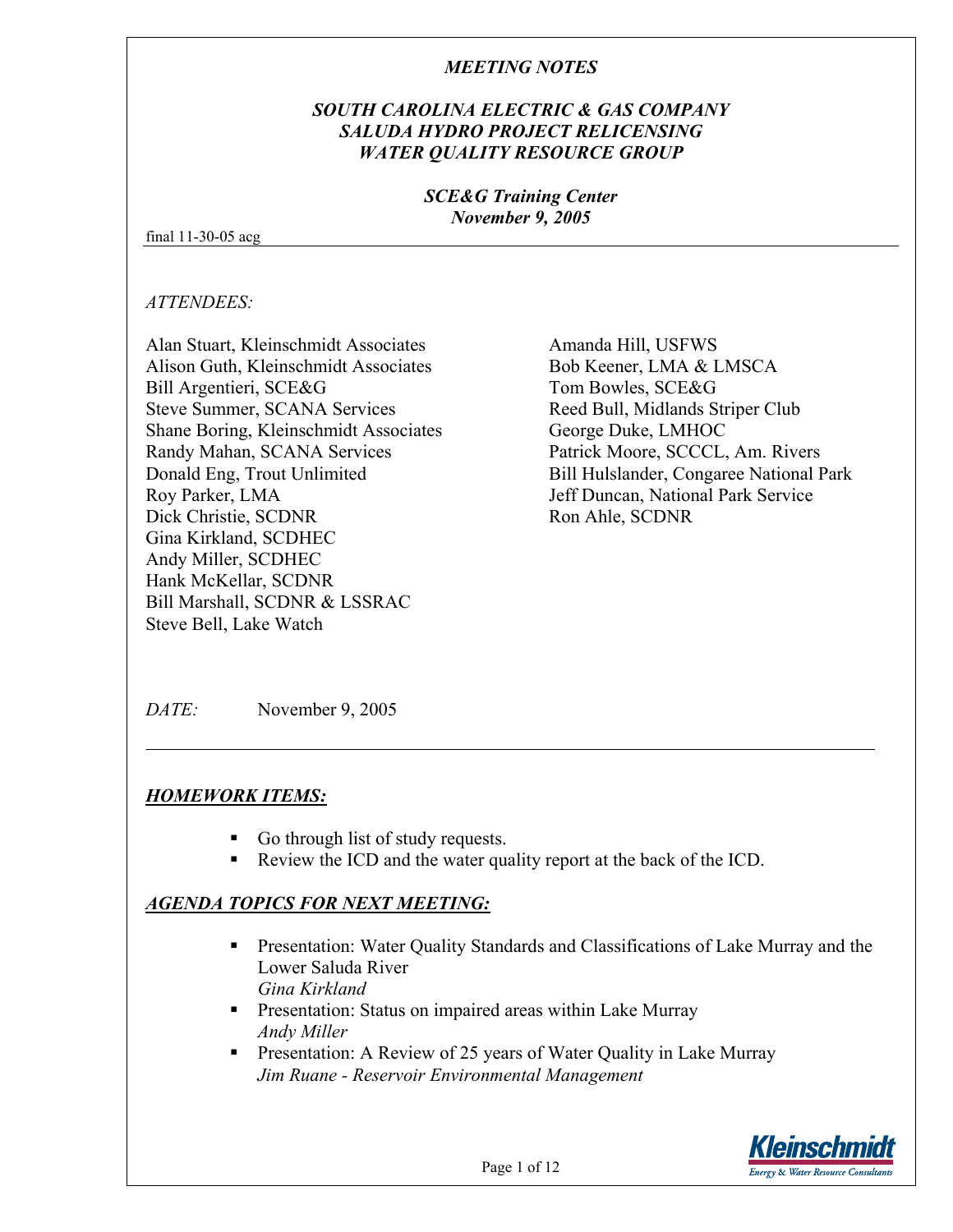# *MEETING NOTES*

## *SOUTH CAROLINA ELECTRIC & GAS COMPANY*
## *SALUDA HYDRO PROJECT RELICENSING*
## *WATER QUALITY RESOURCE GROUP*

### *SCE&G Training Center*
### *November 9, 2005*

final 11-30-05 acg

---

*ATTENDEES:*

Alan Stuart, Kleinschmidt Associates
Alison Guth, Kleinschmidt Associates
Bill Argentieri, SCE&G
Steve Summer, SCANA Services
Shane Boring, Kleinschmidt Associates
Randy Mahan, SCANA Services
Donald Eng, Trout Unlimited
Roy Parker, LMA
Dick Christie, SCDNR
Gina Kirkland, SCDHEC
Andy Miller, SCDHEC
Hank McKellar, SCDNR
Bill Marshall, SCDNR & LSSRAC
Steve Bell, Lake Watch
Amanda Hill, USFWS
Bob Keener, LMA & LMSCA
Tom Bowles, SCE&G
Reed Bull, Midlands Striper Club
George Duke, LMHOC
Patrick Moore, SCCCL, Am. Rivers
Bill Hulslander, Congaree National Park
Jeff Duncan, National Park Service
Ron Ahle, SCDNR

*DATE:* November 9, 2005

---

***HOMEWORK ITEMS:***

- Go through list of study requests.
- Review the ICD and the water quality report at the back of the ICD.

***AGENDA TOPICS FOR NEXT MEETING:***

- Presentation: Water Quality Standards and Classifications of Lake Murray and the Lower Saluda River
  *Gina Kirkland*
- Presentation: Status on impaired areas within Lake Murray
  *Andy Miller*
- Presentation: A Review of 25 years of Water Quality in Lake Murray
  *Jim Ruane - Reservoir Environmental Management*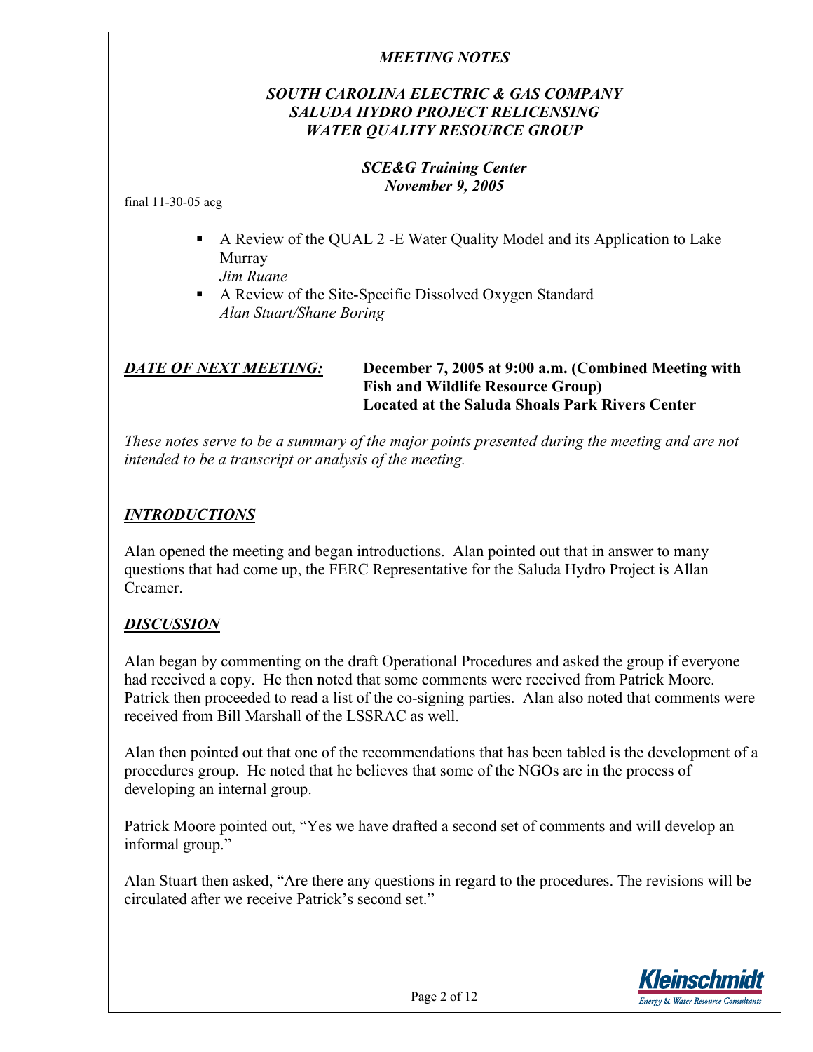*MEETING NOTES*

***SOUTH CAROLINA ELECTRIC & GAS COMPANY***
***SALUDA HYDRO PROJECT RELICENSING***
***WATER QUALITY RESOURCE GROUP***

***SCE&G Training Center***
***November 9, 2005***

final 11-30-05 acg

- A Review of the QUAL 2 -E Water Quality Model and its Application to Lake Murray
  *Jim Ruane*
- A Review of the Site-Specific Dissolved Oxygen Standard
  *Alan Stuart/Shane Boring*

***DATE OF NEXT MEETING:*** **December 7, 2005 at 9:00 a.m. (Combined Meeting with Fish and Wildlife Resource Group) Located at the Saluda Shoals Park Rivers Center**

*These notes serve to be a summary of the major points presented during the meeting and are not intended to be a transcript or analysis of the meeting.*

## ***INTRODUCTIONS***

Alan opened the meeting and began introductions. Alan pointed out that in answer to many questions that had come up, the FERC Representative for the Saluda Hydro Project is Allan Creamer.

## ***DISCUSSION***

Alan began by commenting on the draft Operational Procedures and asked the group if everyone had received a copy. He then noted that some comments were received from Patrick Moore. Patrick then proceeded to read a list of the co-signing parties. Alan also noted that comments were received from Bill Marshall of the LSSRAC as well.

Alan then pointed out that one of the recommendations that has been tabled is the development of a procedures group. He noted that he believes that some of the NGOs are in the process of developing an internal group.

Patrick Moore pointed out, "Yes we have drafted a second set of comments and will develop an informal group."

Alan Stuart then asked, "Are there any questions in regard to the procedures. The revisions will be circulated after we receive Patrick's second set."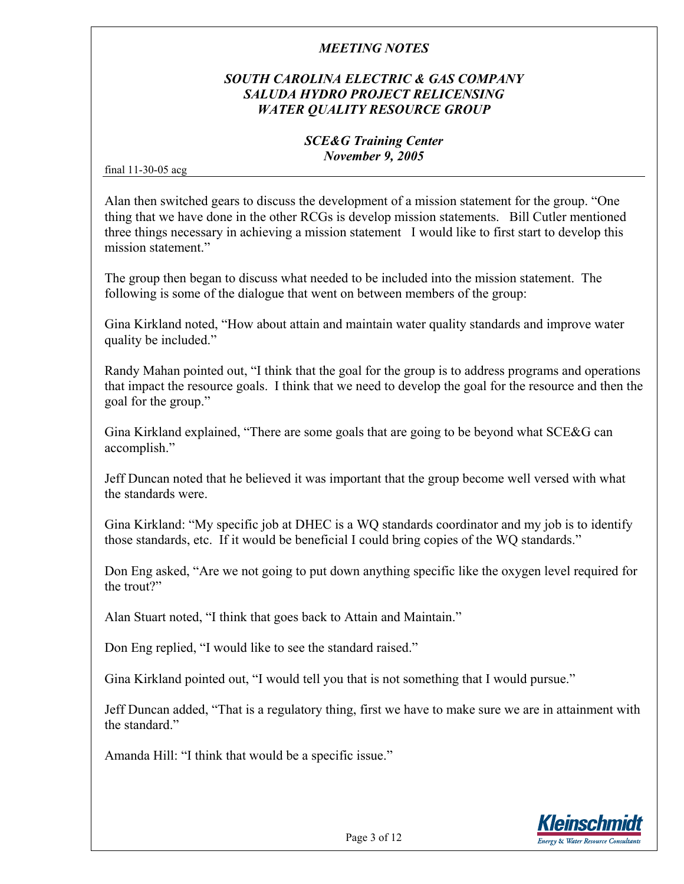Alan then switched gears to discuss the development of a mission statement for the group. "One thing that we have done in the other RCGs is develop mission statements. Bill Cutler mentioned three things necessary in achieving a mission statement I would like to first start to develop this mission statement."

The group then began to discuss what needed to be included into the mission statement. The following is some of the dialogue that went on between members of the group:

Gina Kirkland noted, "How about attain and maintain water quality standards and improve water quality be included."

Randy Mahan pointed out, "I think that the goal for the group is to address programs and operations that impact the resource goals. I think that we need to develop the goal for the resource and then the goal for the group."

Gina Kirkland explained, "There are some goals that are going to be beyond what SCE&G can accomplish."

Jeff Duncan noted that he believed it was important that the group become well versed with what the standards were.

Gina Kirkland: "My specific job at DHEC is a WQ standards coordinator and my job is to identify those standards, etc. If it would be beneficial I could bring copies of the WQ standards."

Don Eng asked, "Are we not going to put down anything specific like the oxygen level required for the trout?"

Alan Stuart noted, "I think that goes back to Attain and Maintain."

Don Eng replied, "I would like to see the standard raised."

Gina Kirkland pointed out, "I would tell you that is not something that I would pursue."

Jeff Duncan added, "That is a regulatory thing, first we have to make sure we are in attainment with the standard."

Amanda Hill: "I think that would be a specific issue."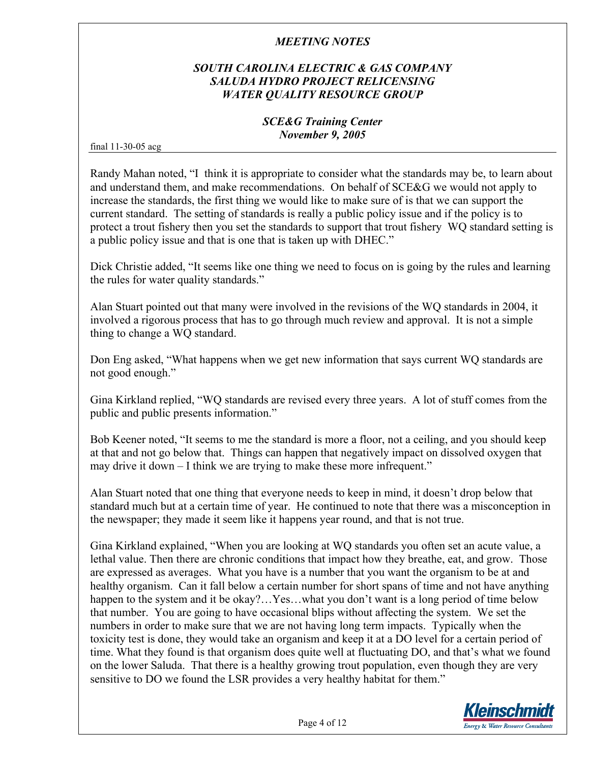Randy Mahan noted, "I think it is appropriate to consider what the standards may be, to learn about and understand them, and make recommendations. On behalf of SCE&G we would not apply to increase the standards, the first thing we would like to make sure of is that we can support the current standard. The setting of standards is really a public policy issue and if the policy is to protect a trout fishery then you set the standards to support that trout fishery WQ standard setting is a public policy issue and that is one that is taken up with DHEC."

Dick Christie added, "It seems like one thing we need to focus on is going by the rules and learning the rules for water quality standards."

Alan Stuart pointed out that many were involved in the revisions of the WQ standards in 2004, it involved a rigorous process that has to go through much review and approval. It is not a simple thing to change a WQ standard.

Don Eng asked, "What happens when we get new information that says current WQ standards are not good enough."

Gina Kirkland replied, "WQ standards are revised every three years. A lot of stuff comes from the public and public presents information."

Bob Keener noted, "It seems to me the standard is more a floor, not a ceiling, and you should keep at that and not go below that. Things can happen that negatively impact on dissolved oxygen that may drive it down – I think we are trying to make these more infrequent."

Alan Stuart noted that one thing that everyone needs to keep in mind, it doesn't drop below that standard much but at a certain time of year. He continued to note that there was a misconception in the newspaper; they made it seem like it happens year round, and that is not true.

Gina Kirkland explained, "When you are looking at WQ standards you often set an acute value, a lethal value. Then there are chronic conditions that impact how they breathe, eat, and grow. Those are expressed as averages. What you have is a number that you want the organism to be at and healthy organism. Can it fall below a certain number for short spans of time and not have anything happen to the system and it be okay?…Yes…what you don't want is a long period of time below that number. You are going to have occasional blips without affecting the system. We set the numbers in order to make sure that we are not having long term impacts. Typically when the toxicity test is done, they would take an organism and keep it at a DO level for a certain period of time. What they found is that organism does quite well at fluctuating DO, and that's what we found on the lower Saluda. That there is a healthy growing trout population, even though they are very sensitive to DO we found the LSR provides a very healthy habitat for them."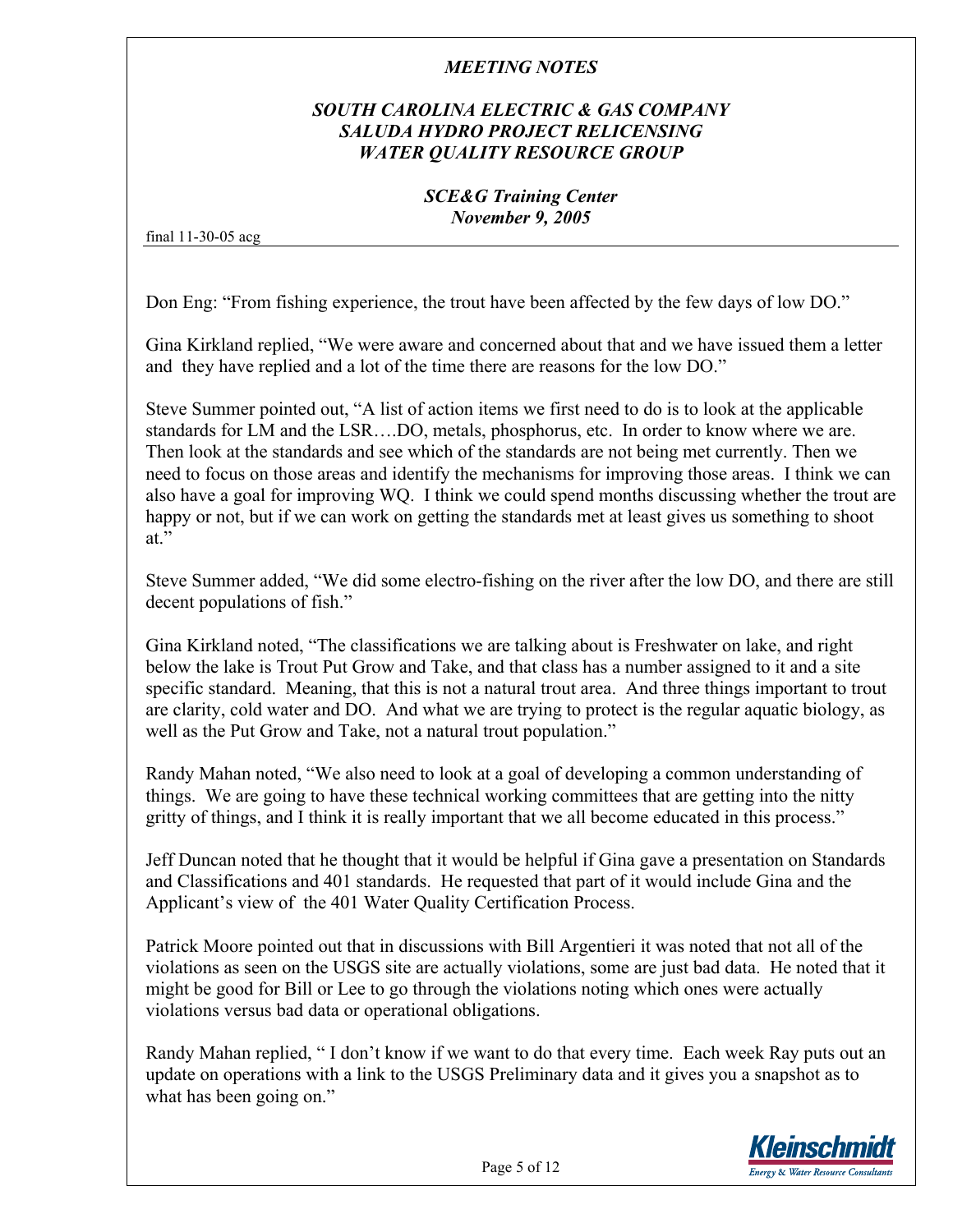Don Eng: "From fishing experience, the trout have been affected by the few days of low DO."

Gina Kirkland replied, "We were aware and concerned about that and we have issued them a letter and they have replied and a lot of the time there are reasons for the low DO."

Steve Summer pointed out, "A list of action items we first need to do is to look at the applicable standards for LM and the LSR….DO, metals, phosphorus, etc. In order to know where we are. Then look at the standards and see which of the standards are not being met currently. Then we need to focus on those areas and identify the mechanisms for improving those areas. I think we can also have a goal for improving WQ. I think we could spend months discussing whether the trout are happy or not, but if we can work on getting the standards met at least gives us something to shoot at."

Steve Summer added, "We did some electro-fishing on the river after the low DO, and there are still decent populations of fish."

Gina Kirkland noted, "The classifications we are talking about is Freshwater on lake, and right below the lake is Trout Put Grow and Take, and that class has a number assigned to it and a site specific standard. Meaning, that this is not a natural trout area. And three things important to trout are clarity, cold water and DO. And what we are trying to protect is the regular aquatic biology, as well as the Put Grow and Take, not a natural trout population."

Randy Mahan noted, "We also need to look at a goal of developing a common understanding of things. We are going to have these technical working committees that are getting into the nitty gritty of things, and I think it is really important that we all become educated in this process."

Jeff Duncan noted that he thought that it would be helpful if Gina gave a presentation on Standards and Classifications and 401 standards. He requested that part of it would include Gina and the Applicant's view of the 401 Water Quality Certification Process.

Patrick Moore pointed out that in discussions with Bill Argentieri it was noted that not all of the violations as seen on the USGS site are actually violations, some are just bad data. He noted that it might be good for Bill or Lee to go through the violations noting which ones were actually violations versus bad data or operational obligations.

Randy Mahan replied, " I don't know if we want to do that every time. Each week Ray puts out an update on operations with a link to the USGS Preliminary data and it gives you a snapshot as to what has been going on."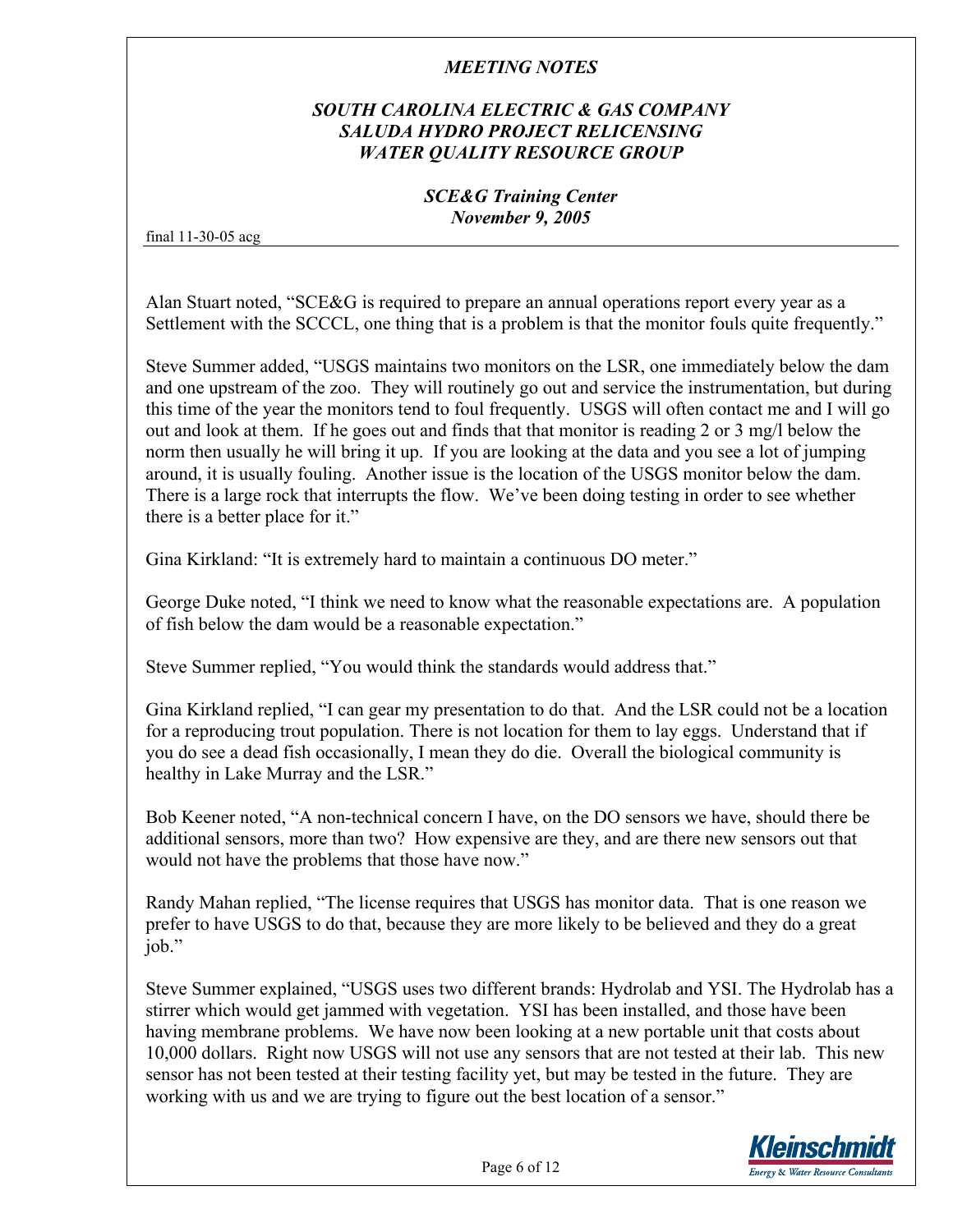Alan Stuart noted, "SCE&G is required to prepare an annual operations report every year as a Settlement with the SCCCL, one thing that is a problem is that the monitor fouls quite frequently."

Steve Summer added, "USGS maintains two monitors on the LSR, one immediately below the dam and one upstream of the zoo. They will routinely go out and service the instrumentation, but during this time of the year the monitors tend to foul frequently. USGS will often contact me and I will go out and look at them. If he goes out and finds that that monitor is reading 2 or 3 mg/l below the norm then usually he will bring it up. If you are looking at the data and you see a lot of jumping around, it is usually fouling. Another issue is the location of the USGS monitor below the dam. There is a large rock that interrupts the flow. We've been doing testing in order to see whether there is a better place for it."

Gina Kirkland: "It is extremely hard to maintain a continuous DO meter."

George Duke noted, "I think we need to know what the reasonable expectations are. A population of fish below the dam would be a reasonable expectation."

Steve Summer replied, "You would think the standards would address that."

Gina Kirkland replied, "I can gear my presentation to do that. And the LSR could not be a location for a reproducing trout population. There is not location for them to lay eggs. Understand that if you do see a dead fish occasionally, I mean they do die. Overall the biological community is healthy in Lake Murray and the LSR."

Bob Keener noted, "A non-technical concern I have, on the DO sensors we have, should there be additional sensors, more than two? How expensive are they, and are there new sensors out that would not have the problems that those have now."

Randy Mahan replied, "The license requires that USGS has monitor data. That is one reason we prefer to have USGS to do that, because they are more likely to be believed and they do a great job."

Steve Summer explained, "USGS uses two different brands: Hydrolab and YSI. The Hydrolab has a stirrer which would get jammed with vegetation. YSI has been installed, and those have been having membrane problems. We have now been looking at a new portable unit that costs about 10,000 dollars. Right now USGS will not use any sensors that are not tested at their lab. This new sensor has not been tested at their testing facility yet, but may be tested in the future. They are working with us and we are trying to figure out the best location of a sensor."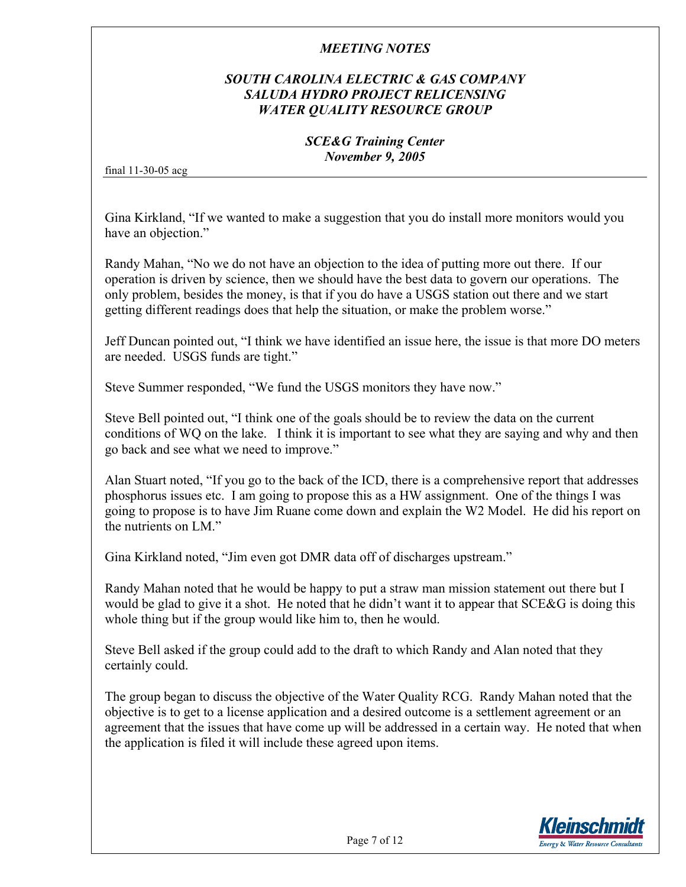Gina Kirkland, "If we wanted to make a suggestion that you do install more monitors would you have an objection."

Randy Mahan, "No we do not have an objection to the idea of putting more out there. If our operation is driven by science, then we should have the best data to govern our operations. The only problem, besides the money, is that if you do have a USGS station out there and we start getting different readings does that help the situation, or make the problem worse."

Jeff Duncan pointed out, "I think we have identified an issue here, the issue is that more DO meters are needed. USGS funds are tight."

Steve Summer responded, "We fund the USGS monitors they have now."

Steve Bell pointed out, "I think one of the goals should be to review the data on the current conditions of WQ on the lake. I think it is important to see what they are saying and why and then go back and see what we need to improve."

Alan Stuart noted, "If you go to the back of the ICD, there is a comprehensive report that addresses phosphorus issues etc. I am going to propose this as a HW assignment. One of the things I was going to propose is to have Jim Ruane come down and explain the W2 Model. He did his report on the nutrients on LM."

Gina Kirkland noted, "Jim even got DMR data off of discharges upstream."

Randy Mahan noted that he would be happy to put a straw man mission statement out there but I would be glad to give it a shot. He noted that he didn't want it to appear that SCE&G is doing this whole thing but if the group would like him to, then he would.

Steve Bell asked if the group could add to the draft to which Randy and Alan noted that they certainly could.

The group began to discuss the objective of the Water Quality RCG. Randy Mahan noted that the objective is to get to a license application and a desired outcome is a settlement agreement or an agreement that the issues that have come up will be addressed in a certain way. He noted that when the application is filed it will include these agreed upon items.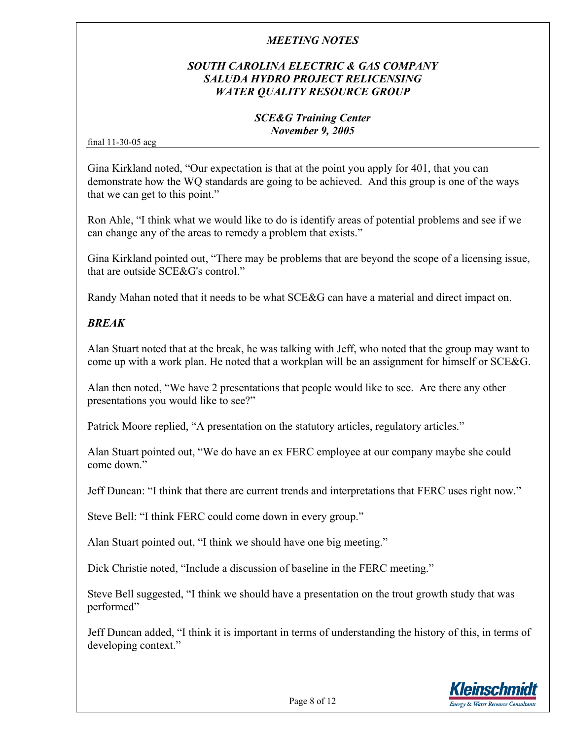Gina Kirkland noted, "Our expectation is that at the point you apply for 401, that you can demonstrate how the WQ standards are going to be achieved. And this group is one of the ways that we can get to this point."

Ron Ahle, "I think what we would like to do is identify areas of potential problems and see if we can change any of the areas to remedy a problem that exists."

Gina Kirkland pointed out, "There may be problems that are beyond the scope of a licensing issue, that are outside SCE&G's control."

Randy Mahan noted that it needs to be what SCE&G can have a material and direct impact on.

***BREAK***

Alan Stuart noted that at the break, he was talking with Jeff, who noted that the group may want to come up with a work plan. He noted that a workplan will be an assignment for himself or SCE&G.

Alan then noted, "We have 2 presentations that people would like to see. Are there any other presentations you would like to see?"

Patrick Moore replied, "A presentation on the statutory articles, regulatory articles."

Alan Stuart pointed out, "We do have an ex FERC employee at our company maybe she could come down."

Jeff Duncan: "I think that there are current trends and interpretations that FERC uses right now."

Steve Bell: "I think FERC could come down in every group."

Alan Stuart pointed out, "I think we should have one big meeting."

Dick Christie noted, "Include a discussion of baseline in the FERC meeting."

Steve Bell suggested, "I think we should have a presentation on the trout growth study that was performed"

Jeff Duncan added, "I think it is important in terms of understanding the history of this, in terms of developing context."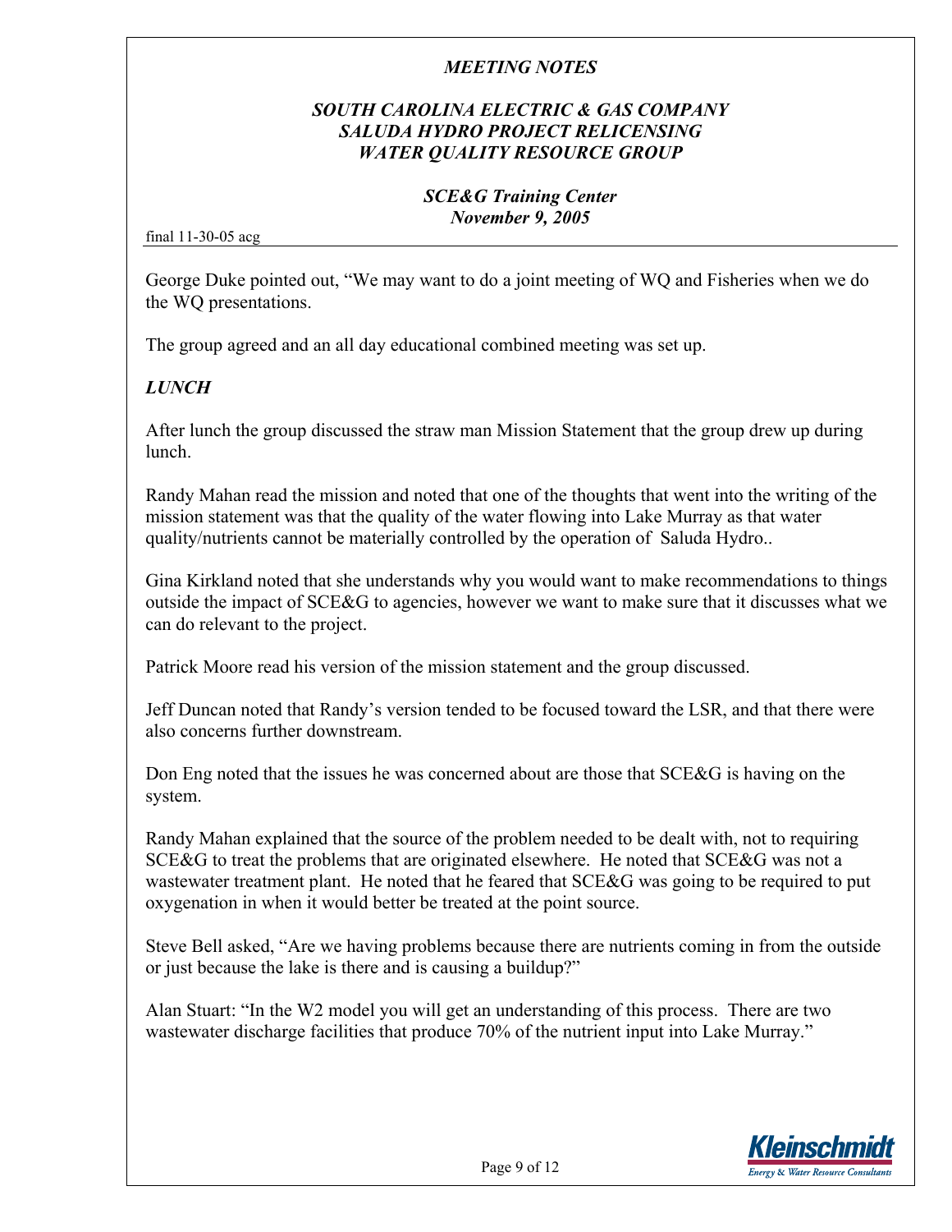George Duke pointed out, "We may want to do a joint meeting of WQ and Fisheries when we do the WQ presentations.

The group agreed and an all day educational combined meeting was set up.

***LUNCH***

After lunch the group discussed the straw man Mission Statement that the group drew up during lunch.

Randy Mahan read the mission and noted that one of the thoughts that went into the writing of the mission statement was that the quality of the water flowing into Lake Murray as that water quality/nutrients cannot be materially controlled by the operation of  Saluda Hydro..

Gina Kirkland noted that she understands why you would want to make recommendations to things outside the impact of SCE&G to agencies, however we want to make sure that it discusses what we can do relevant to the project.

Patrick Moore read his version of the mission statement and the group discussed.

Jeff Duncan noted that Randy's version tended to be focused toward the LSR, and that there were also concerns further downstream.

Don Eng noted that the issues he was concerned about are those that SCE&G is having on the system.

Randy Mahan explained that the source of the problem needed to be dealt with, not to requiring SCE&G to treat the problems that are originated elsewhere.  He noted that SCE&G was not a wastewater treatment plant.  He noted that he feared that SCE&G was going to be required to put oxygenation in when it would better be treated at the point source.

Steve Bell asked, "Are we having problems because there are nutrients coming in from the outside or just because the lake is there and is causing a buildup?"

Alan Stuart: "In the W2 model you will get an understanding of this process.  There are two wastewater discharge facilities that produce 70% of the nutrient input into Lake Murray."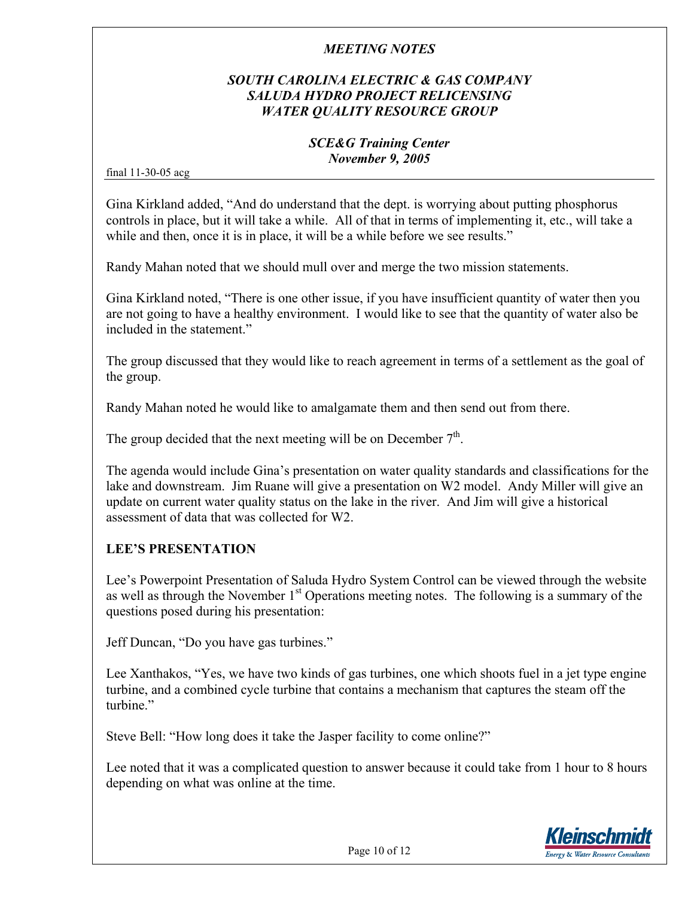Gina Kirkland added, "And do understand that the dept. is worrying about putting phosphorus controls in place, but it will take a while. All of that in terms of implementing it, etc., will take a while and then, once it is in place, it will be a while before we see results."

Randy Mahan noted that we should mull over and merge the two mission statements.

Gina Kirkland noted, "There is one other issue, if you have insufficient quantity of water then you are not going to have a healthy environment. I would like to see that the quantity of water also be included in the statement."

The group discussed that they would like to reach agreement in terms of a settlement as the goal of the group.

Randy Mahan noted he would like to amalgamate them and then send out from there.

The group decided that the next meeting will be on December 7th.

The agenda would include Gina's presentation on water quality standards and classifications for the lake and downstream. Jim Ruane will give a presentation on W2 model. Andy Miller will give an update on current water quality status on the lake in the river. And Jim will give a historical assessment of data that was collected for W2.

**LEE'S PRESENTATION**

Lee's Powerpoint Presentation of Saluda Hydro System Control can be viewed through the website as well as through the November 1st Operations meeting notes. The following is a summary of the questions posed during his presentation:

Jeff Duncan, "Do you have gas turbines."

Lee Xanthakos, "Yes, we have two kinds of gas turbines, one which shoots fuel in a jet type engine turbine, and a combined cycle turbine that contains a mechanism that captures the steam off the turbine."

Steve Bell: "How long does it take the Jasper facility to come online?"

Lee noted that it was a complicated question to answer because it could take from 1 hour to 8 hours depending on what was online at the time.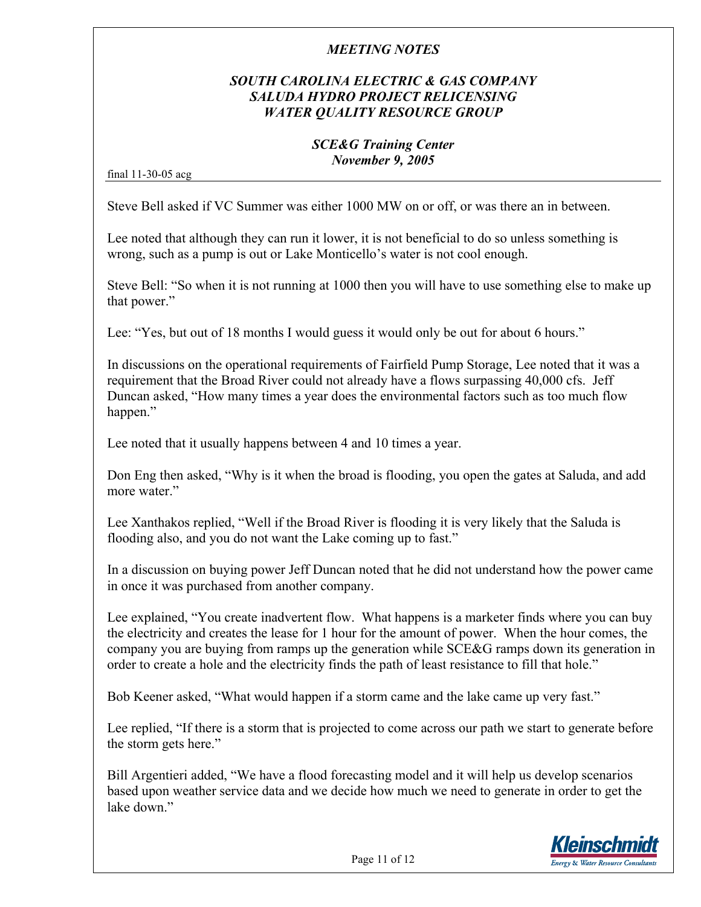Steve Bell asked if VC Summer was either 1000 MW on or off, or was there an in between.

Lee noted that although they can run it lower, it is not beneficial to do so unless something is wrong, such as a pump is out or Lake Monticello's water is not cool enough.

Steve Bell: "So when it is not running at 1000 then you will have to use something else to make up that power."

Lee: "Yes, but out of 18 months I would guess it would only be out for about 6 hours."

In discussions on the operational requirements of Fairfield Pump Storage, Lee noted that it was a requirement that the Broad River could not already have a flows surpassing 40,000 cfs. Jeff Duncan asked, "How many times a year does the environmental factors such as too much flow happen."

Lee noted that it usually happens between 4 and 10 times a year.

Don Eng then asked, "Why is it when the broad is flooding, you open the gates at Saluda, and add more water."

Lee Xanthakos replied, "Well if the Broad River is flooding it is very likely that the Saluda is flooding also, and you do not want the Lake coming up to fast."

In a discussion on buying power Jeff Duncan noted that he did not understand how the power came in once it was purchased from another company.

Lee explained, "You create inadvertent flow. What happens is a marketer finds where you can buy the electricity and creates the lease for 1 hour for the amount of power. When the hour comes, the company you are buying from ramps up the generation while SCE&G ramps down its generation in order to create a hole and the electricity finds the path of least resistance to fill that hole."

Bob Keener asked, "What would happen if a storm came and the lake came up very fast."

Lee replied, "If there is a storm that is projected to come across our path we start to generate before the storm gets here."

Bill Argentieri added, "We have a flood forecasting model and it will help us develop scenarios based upon weather service data and we decide how much we need to generate in order to get the lake down."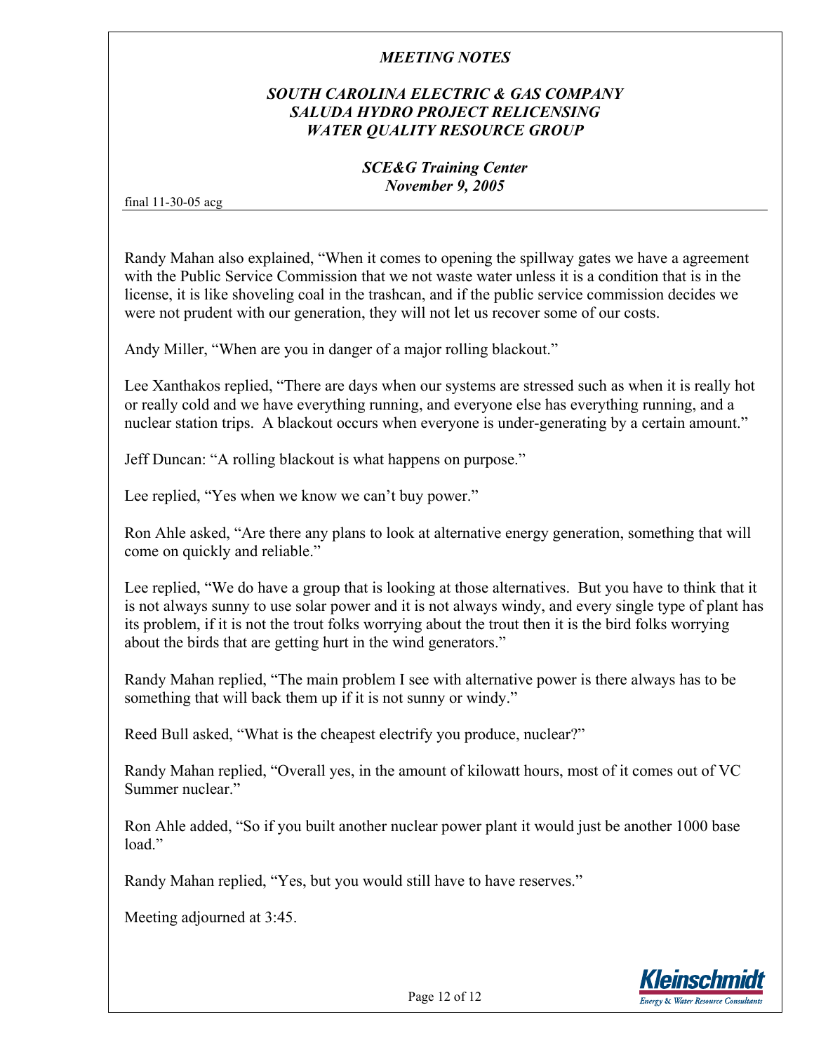Randy Mahan also explained, "When it comes to opening the spillway gates we have a agreement with the Public Service Commission that we not waste water unless it is a condition that is in the license, it is like shoveling coal in the trashcan, and if the public service commission decides we were not prudent with our generation, they will not let us recover some of our costs.

Andy Miller, "When are you in danger of a major rolling blackout."

Lee Xanthakos replied, "There are days when our systems are stressed such as when it is really hot or really cold and we have everything running, and everyone else has everything running, and a nuclear station trips. A blackout occurs when everyone is under-generating by a certain amount."

Jeff Duncan: "A rolling blackout is what happens on purpose."

Lee replied, "Yes when we know we can't buy power."

Ron Ahle asked, "Are there any plans to look at alternative energy generation, something that will come on quickly and reliable."

Lee replied, "We do have a group that is looking at those alternatives. But you have to think that it is not always sunny to use solar power and it is not always windy, and every single type of plant has its problem, if it is not the trout folks worrying about the trout then it is the bird folks worrying about the birds that are getting hurt in the wind generators."

Randy Mahan replied, "The main problem I see with alternative power is there always has to be something that will back them up if it is not sunny or windy."

Reed Bull asked, "What is the cheapest electrify you produce, nuclear?"

Randy Mahan replied, "Overall yes, in the amount of kilowatt hours, most of it comes out of VC Summer nuclear."

Ron Ahle added, "So if you built another nuclear power plant it would just be another 1000 base load."

Randy Mahan replied, "Yes, but you would still have to have reserves."

Meeting adjourned at 3:45.